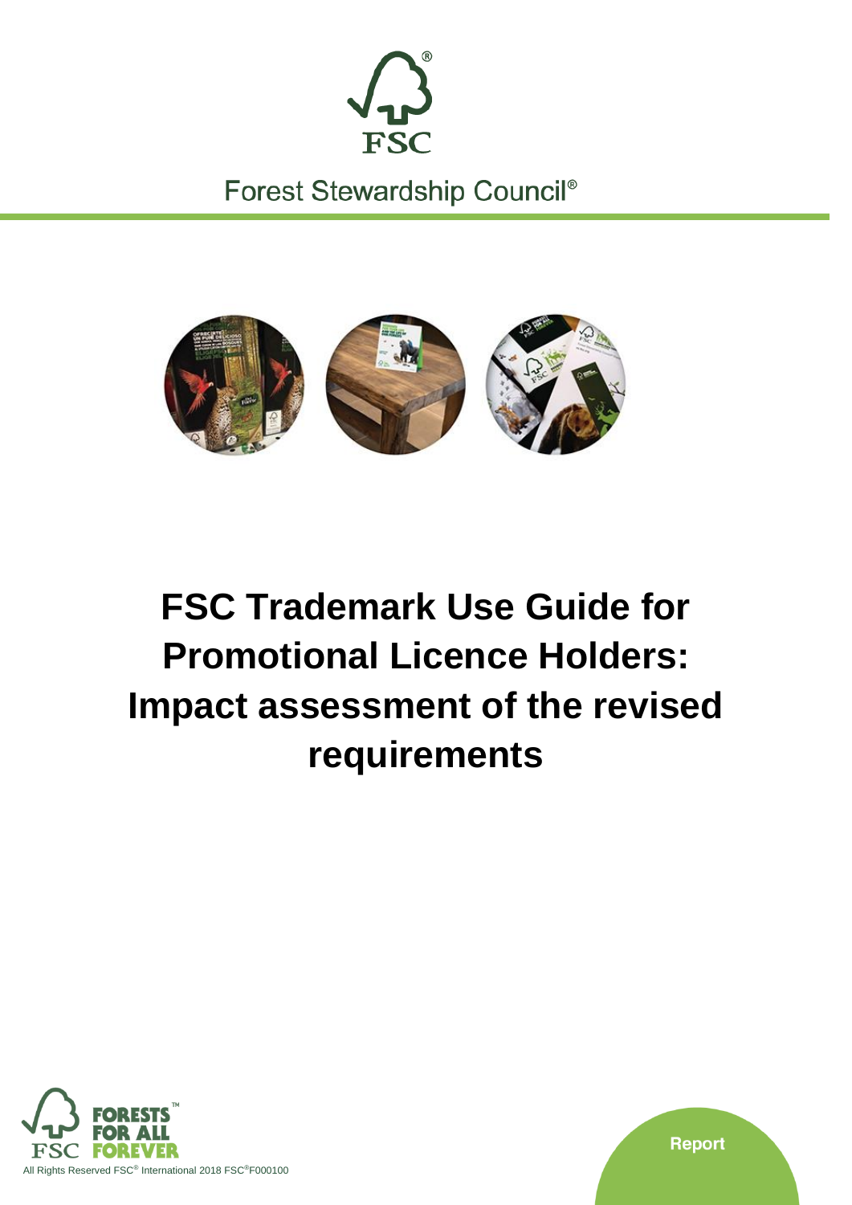Forest Stewardship Council®

# FSC Trademark Use Guide for Promotional Licence Holders: Impact assessment of the revised requirements

FORESTS FOR ALL FOREVER

All Rights Reserved FSC® International 2018 FSC®F000100

Report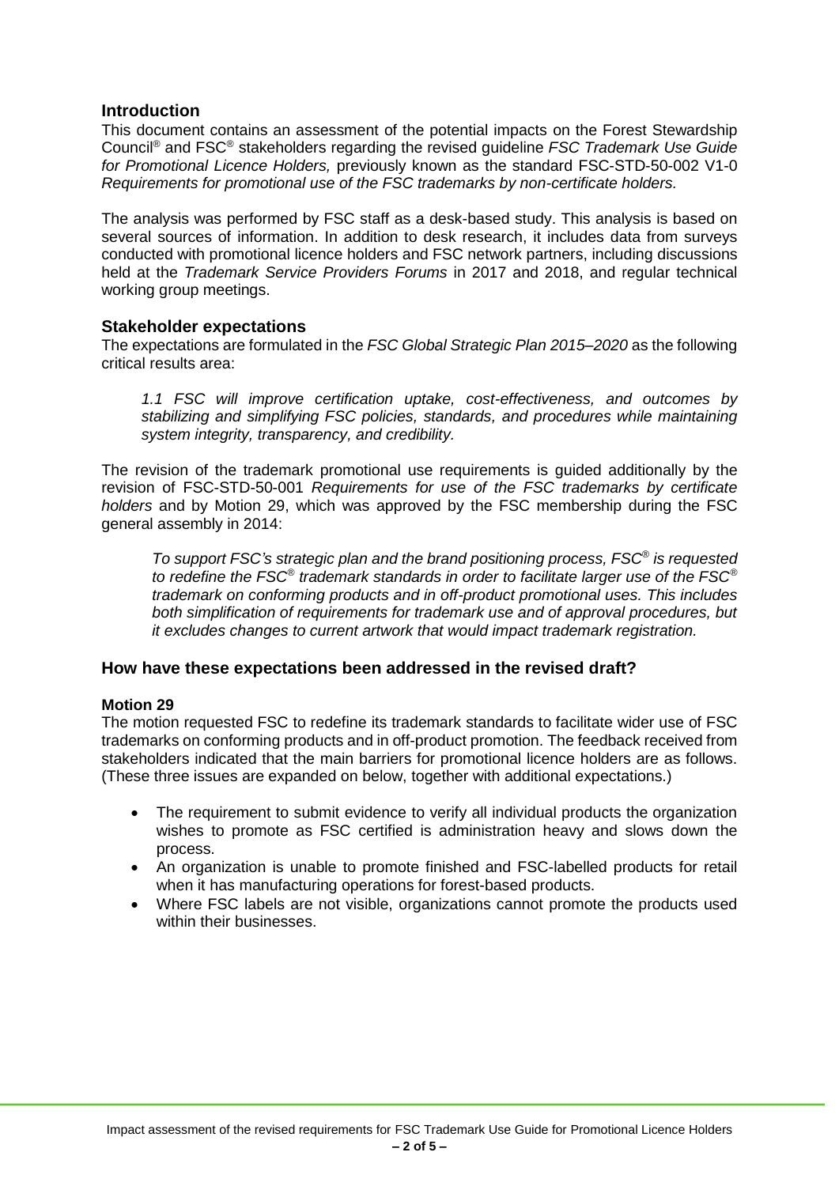## Introduction

This document contains an assessment of the potential impacts on the Forest Stewardship Council® and FSC® stakeholders regarding the revised guideline *FSC Trademark Use Guide for Promotional Licence Holders,* previously known as the standard FSC-STD-50-002 V1-0 *Requirements for promotional use of the FSC trademarks by non-certificate holders.*

The analysis was performed by FSC staff as a desk-based study. This analysis is based on several sources of information. In addition to desk research, it includes data from surveys conducted with promotional licence holders and FSC network partners, including discussions held at the *Trademark Service Providers Forums* in 2017 and 2018, and regular technical working group meetings.

## Stakeholder expectations

The expectations are formulated in the *FSC Global Strategic Plan 2015–2020* as the following critical results area:

> *1.1 FSC will improve certification uptake, cost-effectiveness, and outcomes by stabilizing and simplifying FSC policies, standards, and procedures while maintaining system integrity, transparency, and credibility.*

The revision of the trademark promotional use requirements is guided additionally by the revision of FSC-STD-50-001 *Requirements for use of the FSC trademarks by certificate holders* and by Motion 29, which was approved by the FSC membership during the FSC general assembly in 2014:

> *To support FSC's strategic plan and the brand positioning process, FSC® is requested to redefine the FSC® trademark standards in order to facilitate larger use of the FSC® trademark on conforming products and in off-product promotional uses. This includes both simplification of requirements for trademark use and of approval procedures, but it excludes changes to current artwork that would impact trademark registration.*

## How have these expectations been addressed in the revised draft?

### Motion 29

The motion requested FSC to redefine its trademark standards to facilitate wider use of FSC trademarks on conforming products and in off-product promotion. The feedback received from stakeholders indicated that the main barriers for promotional licence holders are as follows. (These three issues are expanded on below, together with additional expectations.)

- The requirement to submit evidence to verify all individual products the organization wishes to promote as FSC certified is administration heavy and slows down the process.
- An organization is unable to promote finished and FSC-labelled products for retail when it has manufacturing operations for forest-based products.
- Where FSC labels are not visible, organizations cannot promote the products used within their businesses.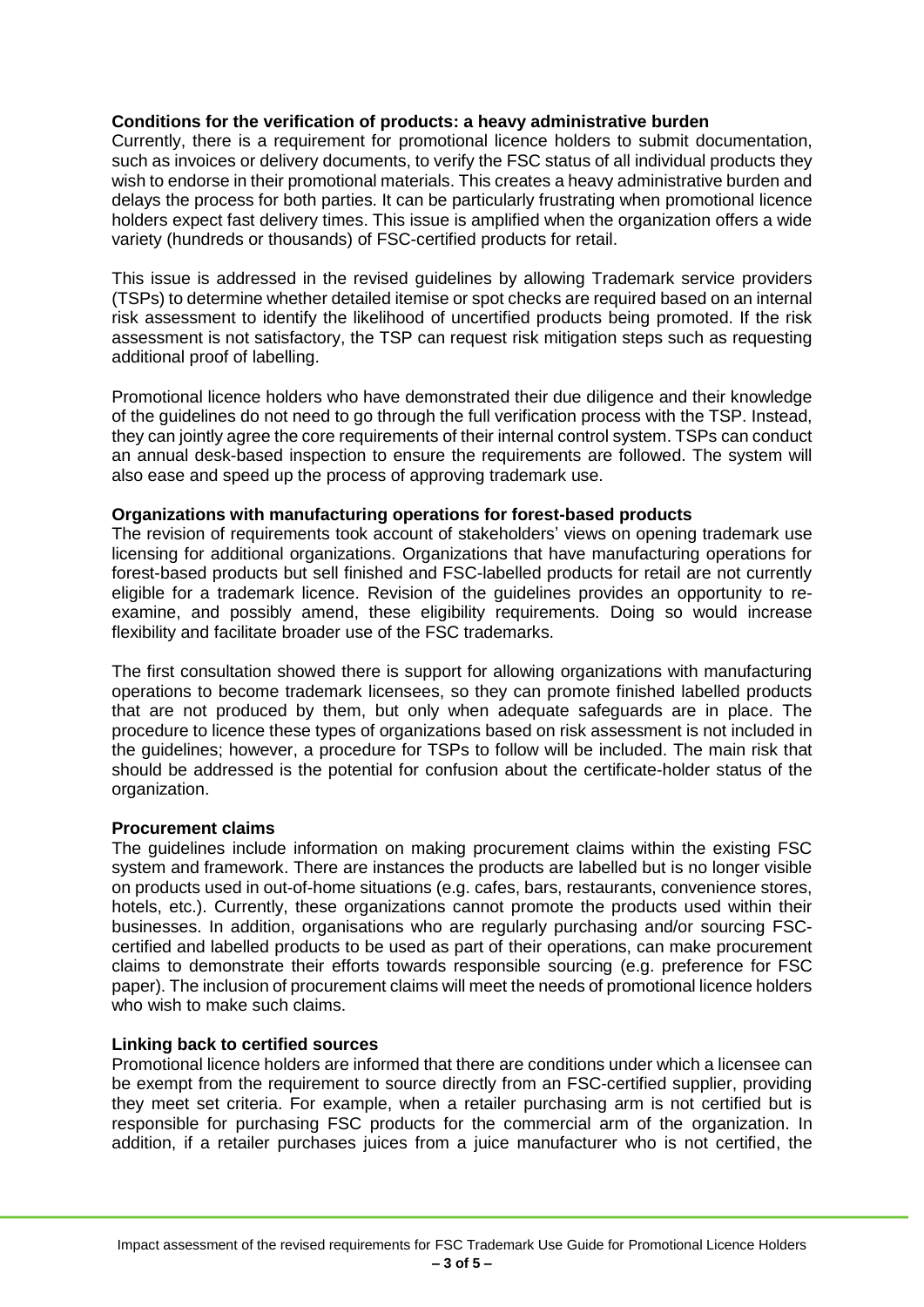**Conditions for the verification of products: a heavy administrative burden**

Currently, there is a requirement for promotional licence holders to submit documentation, such as invoices or delivery documents, to verify the FSC status of all individual products they wish to endorse in their promotional materials. This creates a heavy administrative burden and delays the process for both parties. It can be particularly frustrating when promotional licence holders expect fast delivery times. This issue is amplified when the organization offers a wide variety (hundreds or thousands) of FSC-certified products for retail.

This issue is addressed in the revised guidelines by allowing Trademark service providers (TSPs) to determine whether detailed itemise or spot checks are required based on an internal risk assessment to identify the likelihood of uncertified products being promoted. If the risk assessment is not satisfactory, the TSP can request risk mitigation steps such as requesting additional proof of labelling.

Promotional licence holders who have demonstrated their due diligence and their knowledge of the guidelines do not need to go through the full verification process with the TSP. Instead, they can jointly agree the core requirements of their internal control system. TSPs can conduct an annual desk-based inspection to ensure the requirements are followed. The system will also ease and speed up the process of approving trademark use.

**Organizations with manufacturing operations for forest-based products**

The revision of requirements took account of stakeholders' views on opening trademark use licensing for additional organizations. Organizations that have manufacturing operations for forest-based products but sell finished and FSC-labelled products for retail are not currently eligible for a trademark licence. Revision of the guidelines provides an opportunity to re-examine, and possibly amend, these eligibility requirements. Doing so would increase flexibility and facilitate broader use of the FSC trademarks.

The first consultation showed there is support for allowing organizations with manufacturing operations to become trademark licensees, so they can promote finished labelled products that are not produced by them, but only when adequate safeguards are in place. The procedure to licence these types of organizations based on risk assessment is not included in the guidelines; however, a procedure for TSPs to follow will be included. The main risk that should be addressed is the potential for confusion about the certificate-holder status of the organization.

**Procurement claims**

The guidelines include information on making procurement claims within the existing FSC system and framework. There are instances the products are labelled but is no longer visible on products used in out-of-home situations (e.g. cafes, bars, restaurants, convenience stores, hotels, etc.). Currently, these organizations cannot promote the products used within their businesses. In addition, organisations who are regularly purchasing and/or sourcing FSC-certified and labelled products to be used as part of their operations, can make procurement claims to demonstrate their efforts towards responsible sourcing (e.g. preference for FSC paper). The inclusion of procurement claims will meet the needs of promotional licence holders who wish to make such claims.

**Linking back to certified sources**

Promotional licence holders are informed that there are conditions under which a licensee can be exempt from the requirement to source directly from an FSC-certified supplier, providing they meet set criteria. For example, when a retailer purchasing arm is not certified but is responsible for purchasing FSC products for the commercial arm of the organization. In addition, if a retailer purchases juices from a juice manufacturer who is not certified, the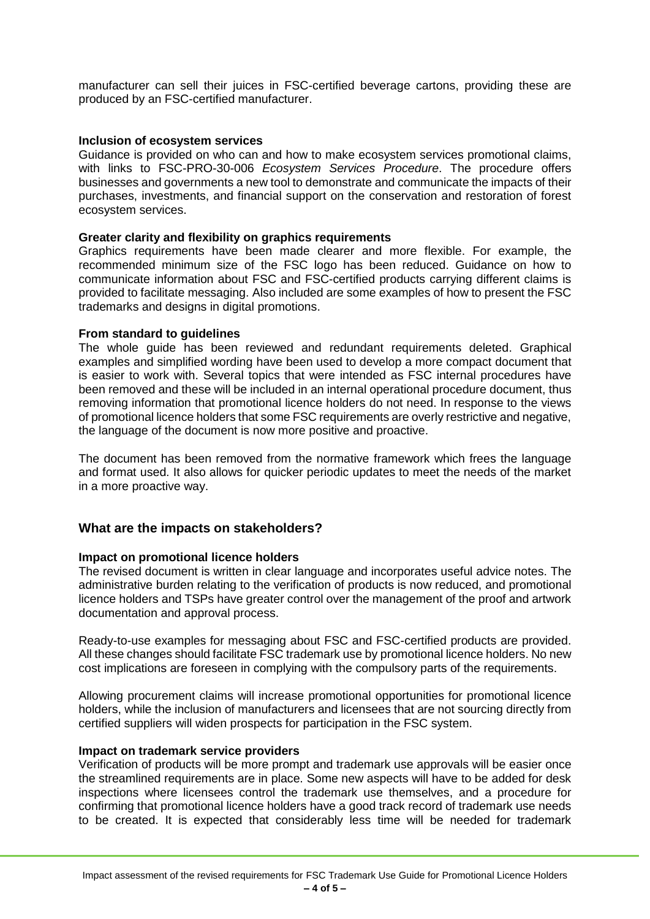manufacturer can sell their juices in FSC-certified beverage cartons, providing these are produced by an FSC-certified manufacturer.

**Inclusion of ecosystem services**

Guidance is provided on who can and how to make ecosystem services promotional claims, with links to FSC-PRO-30-006 *Ecosystem Services Procedure*. The procedure offers businesses and governments a new tool to demonstrate and communicate the impacts of their purchases, investments, and financial support on the conservation and restoration of forest ecosystem services.

**Greater clarity and flexibility on graphics requirements**

Graphics requirements have been made clearer and more flexible. For example, the recommended minimum size of the FSC logo has been reduced. Guidance on how to communicate information about FSC and FSC-certified products carrying different claims is provided to facilitate messaging. Also included are some examples of how to present the FSC trademarks and designs in digital promotions.

**From standard to guidelines**

The whole guide has been reviewed and redundant requirements deleted. Graphical examples and simplified wording have been used to develop a more compact document that is easier to work with. Several topics that were intended as FSC internal procedures have been removed and these will be included in an internal operational procedure document, thus removing information that promotional licence holders do not need. In response to the views of promotional licence holders that some FSC requirements are overly restrictive and negative, the language of the document is now more positive and proactive.

The document has been removed from the normative framework which frees the language and format used. It also allows for quicker periodic updates to meet the needs of the market in a more proactive way.

## What are the impacts on stakeholders?

**Impact on promotional licence holders**

The revised document is written in clear language and incorporates useful advice notes. The administrative burden relating to the verification of products is now reduced, and promotional licence holders and TSPs have greater control over the management of the proof and artwork documentation and approval process.

Ready-to-use examples for messaging about FSC and FSC-certified products are provided. All these changes should facilitate FSC trademark use by promotional licence holders. No new cost implications are foreseen in complying with the compulsory parts of the requirements.

Allowing procurement claims will increase promotional opportunities for promotional licence holders, while the inclusion of manufacturers and licensees that are not sourcing directly from certified suppliers will widen prospects for participation in the FSC system.

**Impact on trademark service providers**

Verification of products will be more prompt and trademark use approvals will be easier once the streamlined requirements are in place. Some new aspects will have to be added for desk inspections where licensees control the trademark use themselves, and a procedure for confirming that promotional licence holders have a good track record of trademark use needs to be created. It is expected that considerably less time will be needed for trademark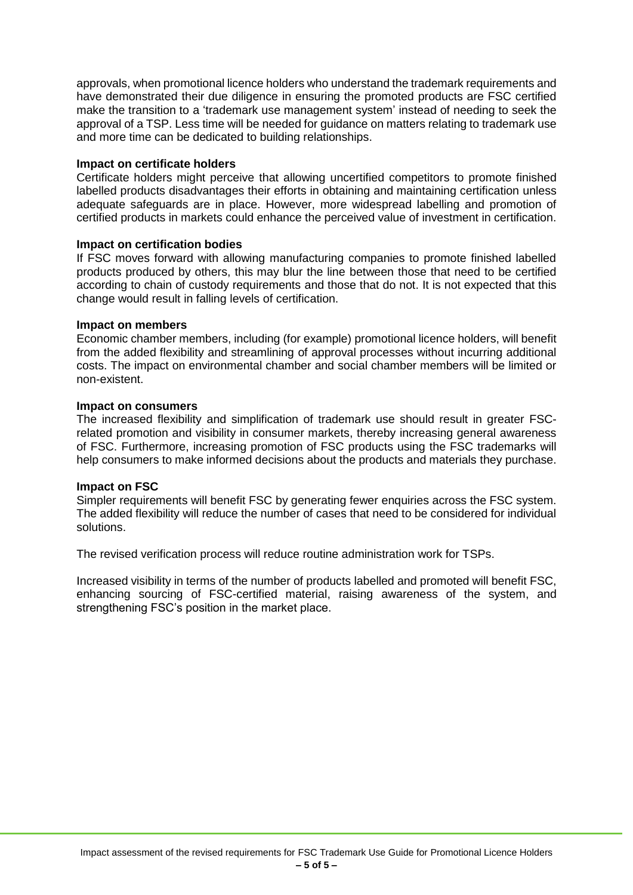approvals, when promotional licence holders who understand the trademark requirements and have demonstrated their due diligence in ensuring the promoted products are FSC certified make the transition to a 'trademark use management system' instead of needing to seek the approval of a TSP. Less time will be needed for guidance on matters relating to trademark use and more time can be dedicated to building relationships.

**Impact on certificate holders**

Certificate holders might perceive that allowing uncertified competitors to promote finished labelled products disadvantages their efforts in obtaining and maintaining certification unless adequate safeguards are in place. However, more widespread labelling and promotion of certified products in markets could enhance the perceived value of investment in certification.

**Impact on certification bodies**

If FSC moves forward with allowing manufacturing companies to promote finished labelled products produced by others, this may blur the line between those that need to be certified according to chain of custody requirements and those that do not. It is not expected that this change would result in falling levels of certification.

**Impact on members**

Economic chamber members, including (for example) promotional licence holders, will benefit from the added flexibility and streamlining of approval processes without incurring additional costs. The impact on environmental chamber and social chamber members will be limited or non-existent.

**Impact on consumers**

The increased flexibility and simplification of trademark use should result in greater FSC-related promotion and visibility in consumer markets, thereby increasing general awareness of FSC. Furthermore, increasing promotion of FSC products using the FSC trademarks will help consumers to make informed decisions about the products and materials they purchase.

**Impact on FSC**

Simpler requirements will benefit FSC by generating fewer enquiries across the FSC system. The added flexibility will reduce the number of cases that need to be considered for individual solutions.

The revised verification process will reduce routine administration work for TSPs.

Increased visibility in terms of the number of products labelled and promoted will benefit FSC, enhancing sourcing of FSC-certified material, raising awareness of the system, and strengthening FSC's position in the market place.